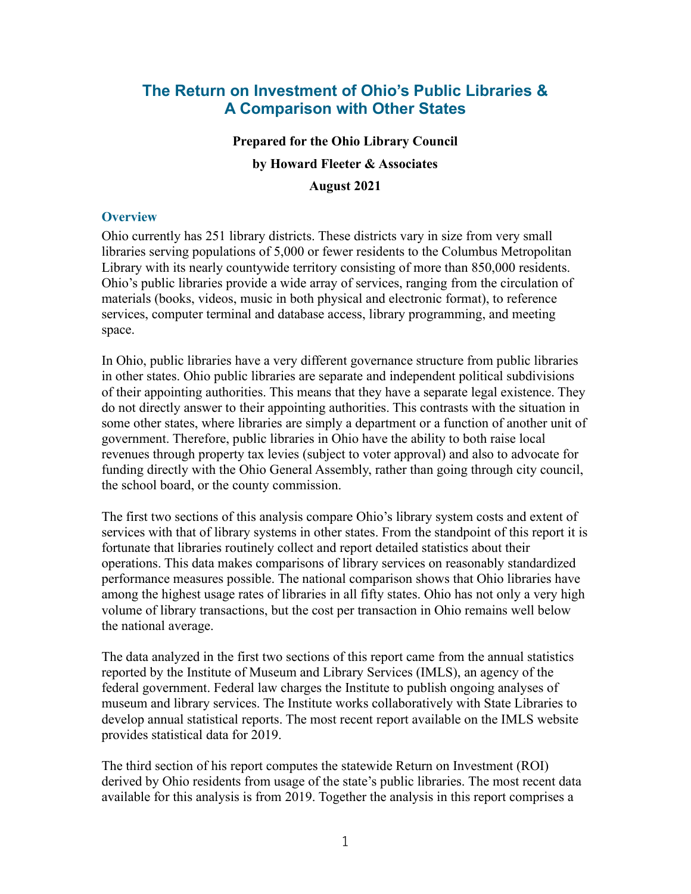# The Return on Investment of Ohio's Public Libraries & A Comparison with Other States

**Prepared for the Ohio Library Council**

**by Howard Fleeter & Associates**

**August 2021**

## Overview

Ohio currently has 251 library districts. These districts vary in size from very small libraries serving populations of 5,000 or fewer residents to the Columbus Metropolitan Library with its nearly countywide territory consisting of more than 850,000 residents. Ohio's public libraries provide a wide array of services, ranging from the circulation of materials (books, videos, music in both physical and electronic format), to reference services, computer terminal and database access, library programming, and meeting space.

In Ohio, public libraries have a very different governance structure from public libraries in other states. Ohio public libraries are separate and independent political subdivisions of their appointing authorities. This means that they have a separate legal existence. They do not directly answer to their appointing authorities. This contrasts with the situation in some other states, where libraries are simply a department or a function of another unit of government. Therefore, public libraries in Ohio have the ability to both raise local revenues through property tax levies (subject to voter approval) and also to advocate for funding directly with the Ohio General Assembly, rather than going through city council, the school board, or the county commission.

The first two sections of this analysis compare Ohio's library system costs and extent of services with that of library systems in other states. From the standpoint of this report it is fortunate that libraries routinely collect and report detailed statistics about their operations. This data makes comparisons of library services on reasonably standardized performance measures possible. The national comparison shows that Ohio libraries have among the highest usage rates of libraries in all fifty states. Ohio has not only a very high volume of library transactions, but the cost per transaction in Ohio remains well below the national average.

The data analyzed in the first two sections of this report came from the annual statistics reported by the Institute of Museum and Library Services (IMLS), an agency of the federal government. Federal law charges the Institute to publish ongoing analyses of museum and library services. The Institute works collaboratively with State Libraries to develop annual statistical reports. The most recent report available on the IMLS website provides statistical data for 2019.

The third section of his report computes the statewide Return on Investment (ROI) derived by Ohio residents from usage of the state's public libraries. The most recent data available for this analysis is from 2019. Together the analysis in this report comprises a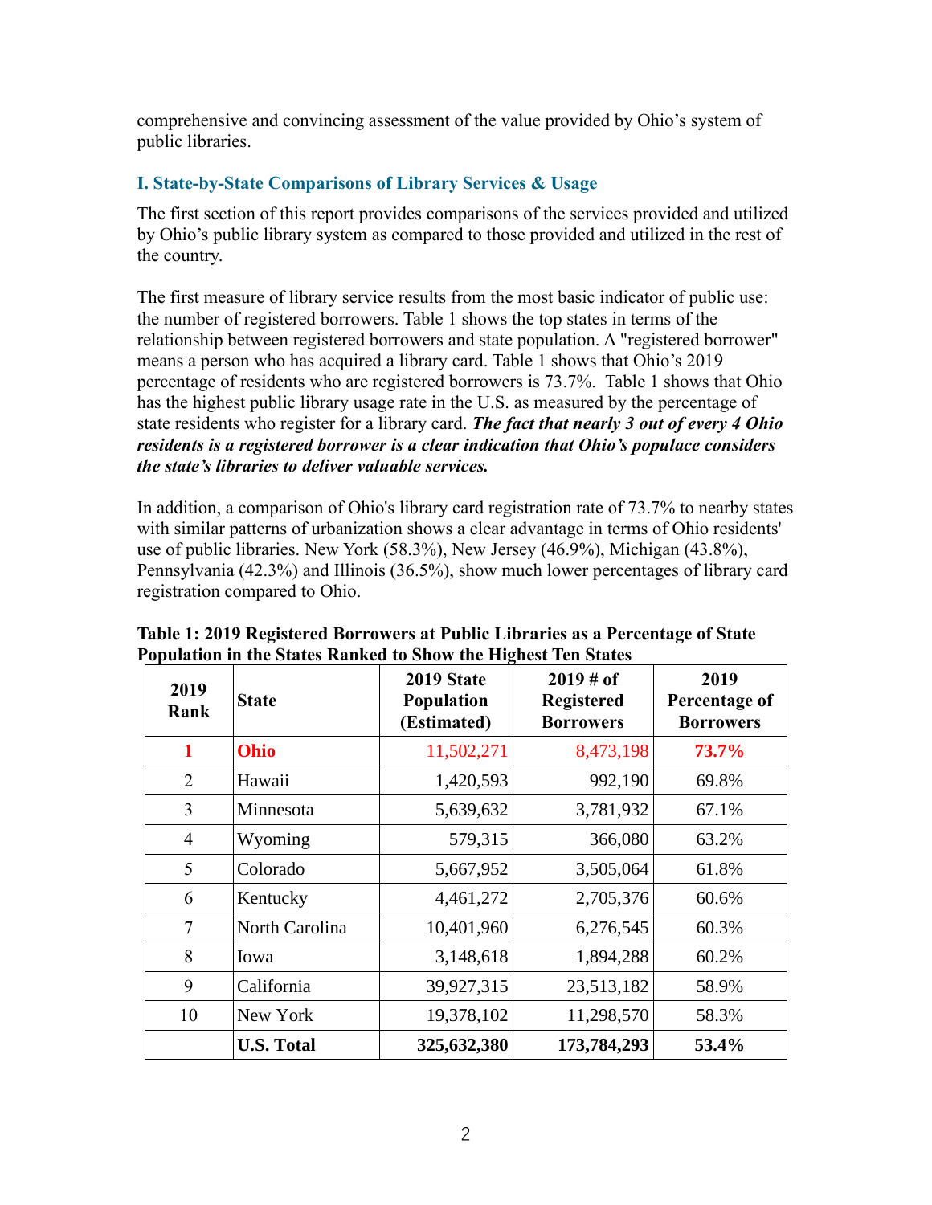comprehensive and convincing assessment of the value provided by Ohio's system of public libraries.

## I. State-by-State Comparisons of Library Services & Usage

The first section of this report provides comparisons of the services provided and utilized by Ohio's public library system as compared to those provided and utilized in the rest of the country.

The first measure of library service results from the most basic indicator of public use: the number of registered borrowers. Table 1 shows the top states in terms of the relationship between registered borrowers and state population. A "registered borrower" means a person who has acquired a library card. Table 1 shows that Ohio's 2019 percentage of residents who are registered borrowers is 73.7%. Table 1 shows that Ohio has the highest public library usage rate in the U.S. as measured by the percentage of state residents who register for a library card. ***The fact that nearly 3 out of every 4 Ohio residents is a registered borrower is a clear indication that Ohio's populace considers the state's libraries to deliver valuable services.***

In addition, a comparison of Ohio's library card registration rate of 73.7% to nearby states with similar patterns of urbanization shows a clear advantage in terms of Ohio residents' use of public libraries. New York (58.3%), New Jersey (46.9%), Michigan (43.8%), Pennsylvania (42.3%) and Illinois (36.5%), show much lower percentages of library card registration compared to Ohio.

**Table 1: 2019 Registered Borrowers at Public Libraries as a Percentage of State Population in the States Ranked to Show the Highest Ten States**

| 2019 Rank | State | 2019 State Population (Estimated) | 2019 # of Registered Borrowers | 2019 Percentage of Borrowers |
|---|---|---|---|---|
| **1** | **Ohio** | 11,502,271 | 8,473,198 | **73.7%** |
| 2 | Hawaii | 1,420,593 | 992,190 | 69.8% |
| 3 | Minnesota | 5,639,632 | 3,781,932 | 67.1% |
| 4 | Wyoming | 579,315 | 366,080 | 63.2% |
| 5 | Colorado | 5,667,952 | 3,505,064 | 61.8% |
| 6 | Kentucky | 4,461,272 | 2,705,376 | 60.6% |
| 7 | North Carolina | 10,401,960 | 6,276,545 | 60.3% |
| 8 | Iowa | 3,148,618 | 1,894,288 | 60.2% |
| 9 | California | 39,927,315 | 23,513,182 | 58.9% |
| 10 | New York | 19,378,102 | 11,298,570 | 58.3% |
| | **U.S. Total** | **325,632,380** | **173,784,293** | **53.4%** |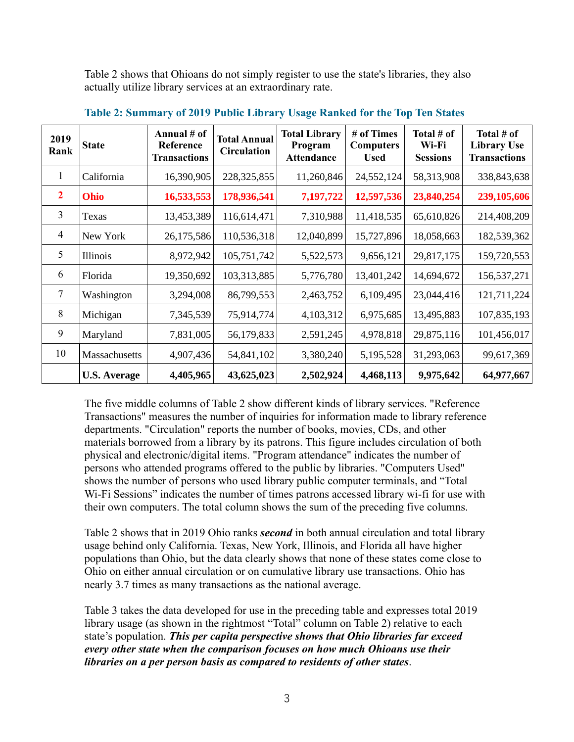Table 2 shows that Ohioans do not simply register to use the state's libraries, they also actually utilize library services at an extraordinary rate.

**Table 2: Summary of 2019 Public Library Usage Ranked for the Top Ten States**

| 2019 Rank | State | Annual # of Reference Transactions | Total Annual Circulation | Total Library Program Attendance | # of Times Computers Used | Total # of Wi-Fi Sessions | Total # of Library Use Transactions |
|---|---|---|---|---|---|---|---|
| 1 | California | 16,390,905 | 228,325,855 | 11,260,846 | 24,552,124 | 58,313,908 | 338,843,638 |
| **2** | **Ohio** | **16,533,553** | **178,936,541** | **7,197,722** | **12,597,536** | **23,840,254** | **239,105,606** |
| 3 | Texas | 13,453,389 | 116,614,471 | 7,310,988 | 11,418,535 | 65,610,826 | 214,408,209 |
| 4 | New York | 26,175,586 | 110,536,318 | 12,040,899 | 15,727,896 | 18,058,663 | 182,539,362 |
| 5 | Illinois | 8,972,942 | 105,751,742 | 5,522,573 | 9,656,121 | 29,817,175 | 159,720,553 |
| 6 | Florida | 19,350,692 | 103,313,885 | 5,776,780 | 13,401,242 | 14,694,672 | 156,537,271 |
| 7 | Washington | 3,294,008 | 86,799,553 | 2,463,752 | 6,109,495 | 23,044,416 | 121,711,224 |
| 8 | Michigan | 7,345,539 | 75,914,774 | 4,103,312 | 6,975,685 | 13,495,883 | 107,835,193 |
| 9 | Maryland | 7,831,005 | 56,179,833 | 2,591,245 | 4,978,818 | 29,875,116 | 101,456,017 |
| 10 | Massachusetts | 4,907,436 | 54,841,102 | 3,380,240 | 5,195,528 | 31,293,063 | 99,617,369 |
| | **U.S. Average** | **4,405,965** | **43,625,023** | **2,502,924** | **4,468,113** | **9,975,642** | **64,977,667** |

The five middle columns of Table 2 show different kinds of library services. "Reference Transactions" measures the number of inquiries for information made to library reference departments. "Circulation" reports the number of books, movies, CDs, and other materials borrowed from a library by its patrons. This figure includes circulation of both physical and electronic/digital items. "Program attendance" indicates the number of persons who attended programs offered to the public by libraries. "Computers Used" shows the number of persons who used library public computer terminals, and "Total Wi-Fi Sessions" indicates the number of times patrons accessed library wi-fi for use with their own computers. The total column shows the sum of the preceding five columns.

Table 2 shows that in 2019 Ohio ranks ***second*** in both annual circulation and total library usage behind only California. Texas, New York, Illinois, and Florida all have higher populations than Ohio, but the data clearly shows that none of these states come close to Ohio on either annual circulation or on cumulative library use transactions. Ohio has nearly 3.7 times as many transactions as the national average.

Table 3 takes the data developed for use in the preceding table and expresses total 2019 library usage (as shown in the rightmost "Total" column on Table 2) relative to each state's population. ***This per capita perspective shows that Ohio libraries far exceed every other state when the comparison focuses on how much Ohioans use their libraries on a per person basis as compared to residents of other states***.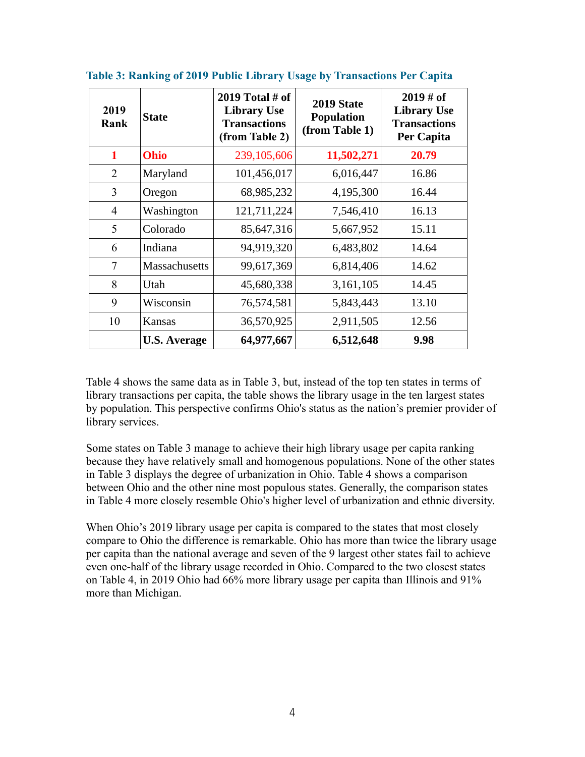**Table 3: Ranking of 2019 Public Library Usage by Transactions Per Capita**

| 2019 Rank | State | 2019 Total # of Library Use Transactions (from Table 2) | 2019 State Population (from Table 1) | 2019 # of Library Use Transactions Per Capita |
|---|---|---|---|---|
| **1** | **Ohio** | 239,105,606 | **11,502,271** | **20.79** |
| 2 | Maryland | 101,456,017 | 6,016,447 | 16.86 |
| 3 | Oregon | 68,985,232 | 4,195,300 | 16.44 |
| 4 | Washington | 121,711,224 | 7,546,410 | 16.13 |
| 5 | Colorado | 85,647,316 | 5,667,952 | 15.11 |
| 6 | Indiana | 94,919,320 | 6,483,802 | 14.64 |
| 7 | Massachusetts | 99,617,369 | 6,814,406 | 14.62 |
| 8 | Utah | 45,680,338 | 3,161,105 | 14.45 |
| 9 | Wisconsin | 76,574,581 | 5,843,443 | 13.10 |
| 10 | Kansas | 36,570,925 | 2,911,505 | 12.56 |
| | **U.S. Average** | **64,977,667** | **6,512,648** | **9.98** |

Table 4 shows the same data as in Table 3, but, instead of the top ten states in terms of library transactions per capita, the table shows the library usage in the ten largest states by population. This perspective confirms Ohio's status as the nation's premier provider of library services.

Some states on Table 3 manage to achieve their high library usage per capita ranking because they have relatively small and homogenous populations. None of the other states in Table 3 displays the degree of urbanization in Ohio. Table 4 shows a comparison between Ohio and the other nine most populous states. Generally, the comparison states in Table 4 more closely resemble Ohio's higher level of urbanization and ethnic diversity.

When Ohio's 2019 library usage per capita is compared to the states that most closely compare to Ohio the difference is remarkable. Ohio has more than twice the library usage per capita than the national average and seven of the 9 largest other states fail to achieve even one-half of the library usage recorded in Ohio. Compared to the two closest states on Table 4, in 2019 Ohio had 66% more library usage per capita than Illinois and 91% more than Michigan.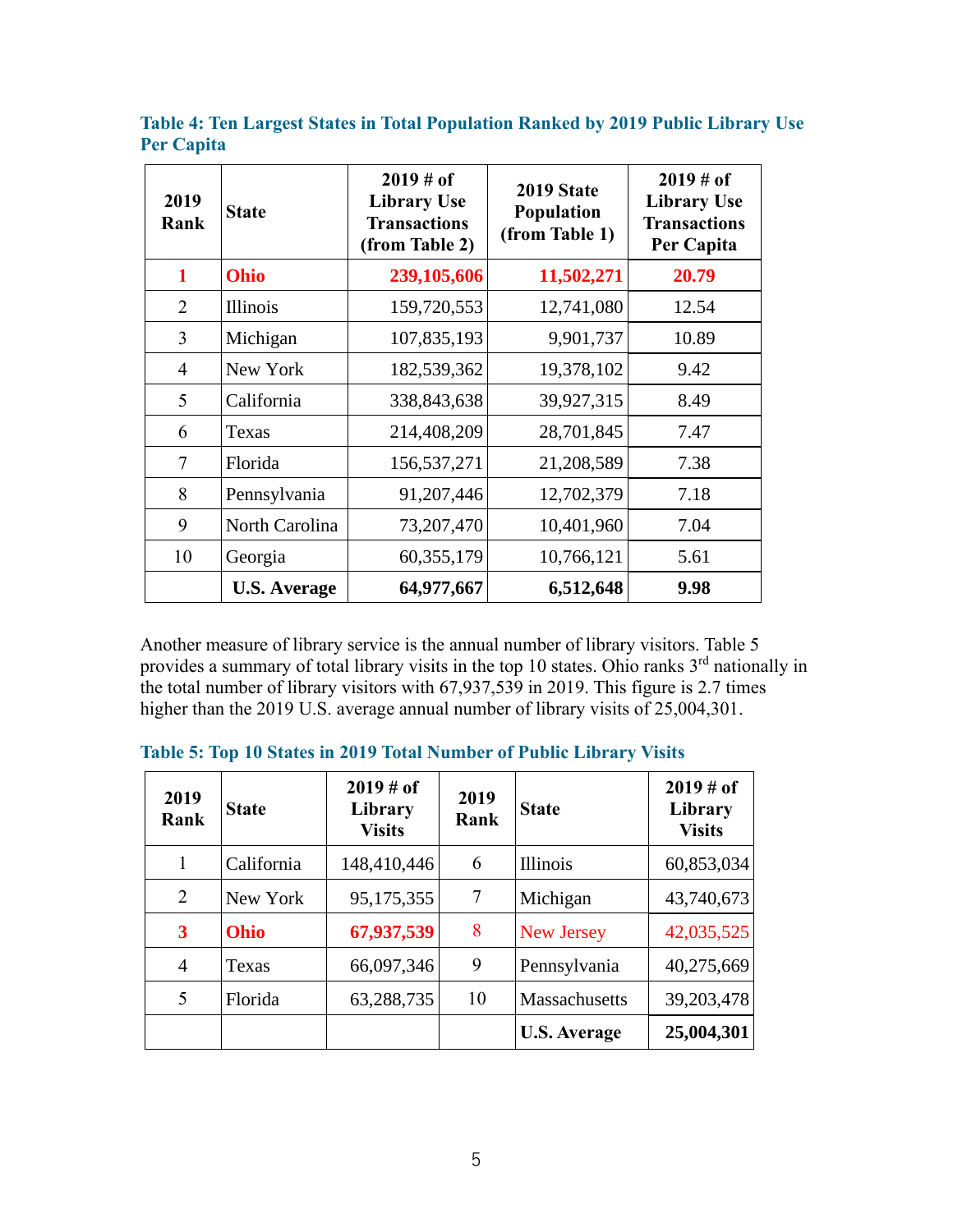**Table 4: Ten Largest States in Total Population Ranked by 2019 Public Library Use Per Capita**

| 2019 Rank | State | 2019 # of Library Use Transactions (from Table 2) | 2019 State Population (from Table 1) | 2019 # of Library Use Transactions Per Capita |
|---|---|---|---|---|
| **1** | **Ohio** | **239,105,606** | **11,502,271** | **20.79** |
| 2 | Illinois | 159,720,553 | 12,741,080 | 12.54 |
| 3 | Michigan | 107,835,193 | 9,901,737 | 10.89 |
| 4 | New York | 182,539,362 | 19,378,102 | 9.42 |
| 5 | California | 338,843,638 | 39,927,315 | 8.49 |
| 6 | Texas | 214,408,209 | 28,701,845 | 7.47 |
| 7 | Florida | 156,537,271 | 21,208,589 | 7.38 |
| 8 | Pennsylvania | 91,207,446 | 12,702,379 | 7.18 |
| 9 | North Carolina | 73,207,470 | 10,401,960 | 7.04 |
| 10 | Georgia | 60,355,179 | 10,766,121 | 5.61 |
| | **U.S. Average** | **64,977,667** | **6,512,648** | **9.98** |

Another measure of library service is the annual number of library visitors. Table 5 provides a summary of total library visits in the top 10 states. Ohio ranks 3rd nationally in the total number of library visitors with 67,937,539 in 2019. This figure is 2.7 times higher than the 2019 U.S. average annual number of library visits of 25,004,301.

**Table 5: Top 10 States in 2019 Total Number of Public Library Visits**

| 2019 Rank | State | 2019 # of Library Visits | 2019 Rank | State | 2019 # of Library Visits |
|---|---|---|---|---|---|
| 1 | California | 148,410,446 | 6 | Illinois | 60,853,034 |
| 2 | New York | 95,175,355 | 7 | Michigan | 43,740,673 |
| **3** | **Ohio** | **67,937,539** | 8 | New Jersey | 42,035,525 |
| 4 | Texas | 66,097,346 | 9 | Pennsylvania | 40,275,669 |
| 5 | Florida | 63,288,735 | 10 | Massachusetts | 39,203,478 |
| | | | | **U.S. Average** | **25,004,301** |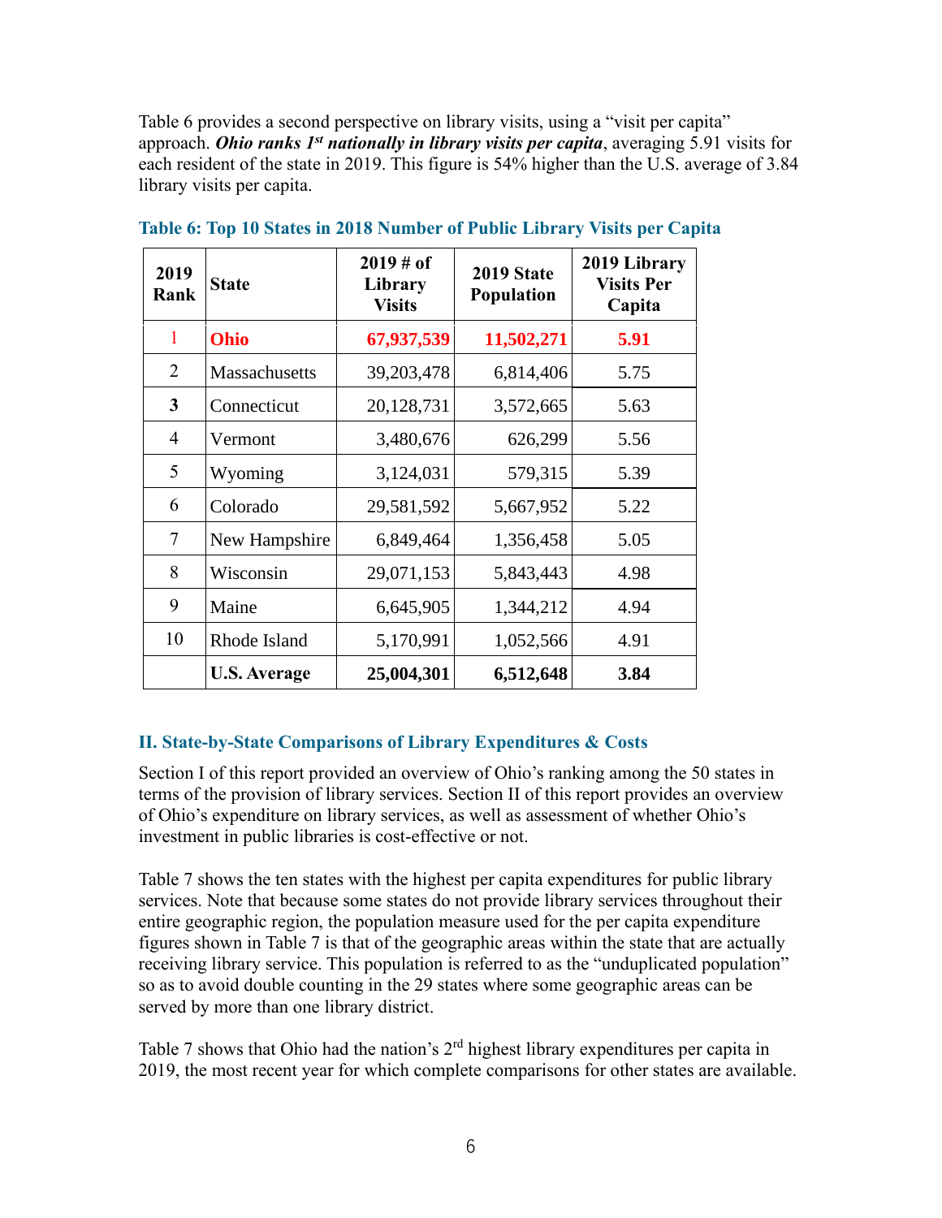Table 6 provides a second perspective on library visits, using a "visit per capita" approach. ***Ohio ranks 1st nationally in library visits per capita***, averaging 5.91 visits for each resident of the state in 2019. This figure is 54% higher than the U.S. average of 3.84 library visits per capita.

**Table 6: Top 10 States in 2018 Number of Public Library Visits per Capita**

| 2019 Rank | State | 2019 # of Library Visits | 2019 State Population | 2019 Library Visits Per Capita |
|---|---|---|---|---|
| 1 | **Ohio** | **67,937,539** | **11,502,271** | **5.91** |
| 2 | Massachusetts | 39,203,478 | 6,814,406 | 5.75 |
| **3** | Connecticut | 20,128,731 | 3,572,665 | 5.63 |
| 4 | Vermont | 3,480,676 | 626,299 | 5.56 |
| 5 | Wyoming | 3,124,031 | 579,315 | 5.39 |
| 6 | Colorado | 29,581,592 | 5,667,952 | 5.22 |
| 7 | New Hampshire | 6,849,464 | 1,356,458 | 5.05 |
| 8 | Wisconsin | 29,071,153 | 5,843,443 | 4.98 |
| 9 | Maine | 6,645,905 | 1,344,212 | 4.94 |
| 10 | Rhode Island | 5,170,991 | 1,052,566 | 4.91 |
| | **U.S. Average** | **25,004,301** | **6,512,648** | **3.84** |

## II. State-by-State Comparisons of Library Expenditures & Costs

Section I of this report provided an overview of Ohio's ranking among the 50 states in terms of the provision of library services. Section II of this report provides an overview of Ohio's expenditure on library services, as well as assessment of whether Ohio's investment in public libraries is cost-effective or not.

Table 7 shows the ten states with the highest per capita expenditures for public library services. Note that because some states do not provide library services throughout their entire geographic region, the population measure used for the per capita expenditure figures shown in Table 7 is that of the geographic areas within the state that are actually receiving library service. This population is referred to as the "unduplicated population" so as to avoid double counting in the 29 states where some geographic areas can be served by more than one library district.

Table 7 shows that Ohio had the nation's 2nd highest library expenditures per capita in 2019, the most recent year for which complete comparisons for other states are available.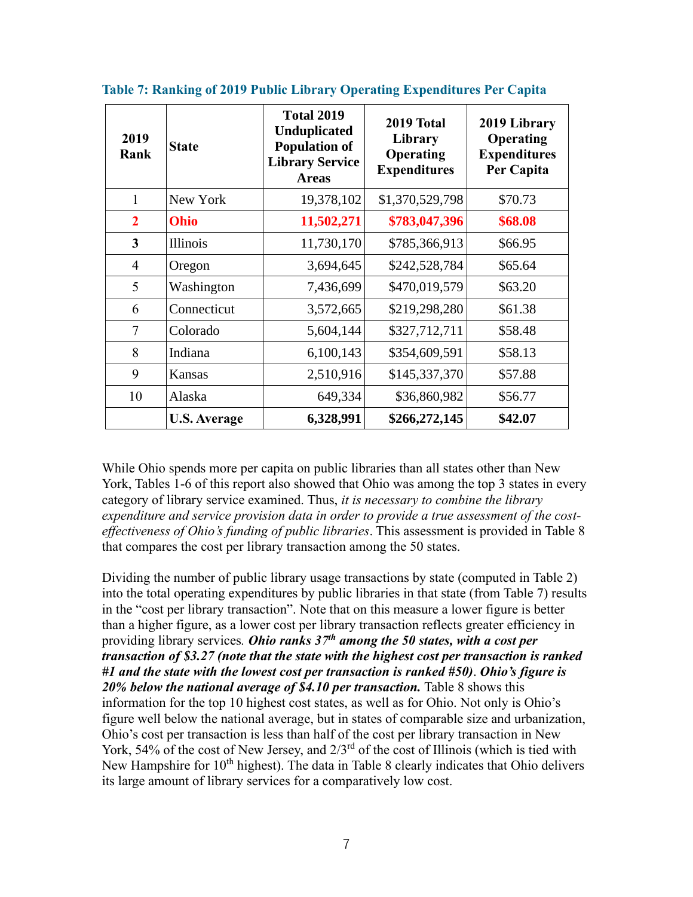**Table 7: Ranking of 2019 Public Library Operating Expenditures Per Capita**

| 2019 Rank | State | Total 2019 Unduplicated Population of Library Service Areas | 2019 Total Library Operating Expenditures | 2019 Library Operating Expenditures Per Capita |
|---|---|---|---|---|
| 1 | New York | 19,378,102 | $1,370,529,798 | $70.73 |
| **2** | **Ohio** | **11,502,271** | **$783,047,396** | **$68.08** |
| **3** | Illinois | 11,730,170 | $785,366,913 | $66.95 |
| 4 | Oregon | 3,694,645 | $242,528,784 | $65.64 |
| 5 | Washington | 7,436,699 | $470,019,579 | $63.20 |
| 6 | Connecticut | 3,572,665 | $219,298,280 | $61.38 |
| 7 | Colorado | 5,604,144 | $327,712,711 | $58.48 |
| 8 | Indiana | 6,100,143 | $354,609,591 | $58.13 |
| 9 | Kansas | 2,510,916 | $145,337,370 | $57.88 |
| 10 | Alaska | 649,334 | $36,860,982 | $56.77 |
| | **U.S. Average** | **6,328,991** | **$266,272,145** | **$42.07** |

While Ohio spends more per capita on public libraries than all states other than New York, Tables 1-6 of this report also showed that Ohio was among the top 3 states in every category of library service examined. Thus, *it is necessary to combine the library expenditure and service provision data in order to provide a true assessment of the cost-effectiveness of Ohio's funding of public libraries*. This assessment is provided in Table 8 that compares the cost per library transaction among the 50 states.

Dividing the number of public library usage transactions by state (computed in Table 2) into the total operating expenditures by public libraries in that state (from Table 7) results in the "cost per library transaction". Note that on this measure a lower figure is better than a higher figure, as a lower cost per library transaction reflects greater efficiency in providing library services. ***Ohio ranks 37th among the 50 states, with a cost per transaction of $3.27 (note that the state with the highest cost per transaction is ranked #1 and the state with the lowest cost per transaction is ranked #50)***. ***Ohio's figure is 20% below the national average of $4.10 per transaction.*** Table 8 shows this information for the top 10 highest cost states, as well as for Ohio. Not only is Ohio's figure well below the national average, but in states of comparable size and urbanization, Ohio's cost per transaction is less than half of the cost per library transaction in New York, 54% of the cost of New Jersey, and 2/3rd of the cost of Illinois (which is tied with New Hampshire for 10th highest). The data in Table 8 clearly indicates that Ohio delivers its large amount of library services for a comparatively low cost.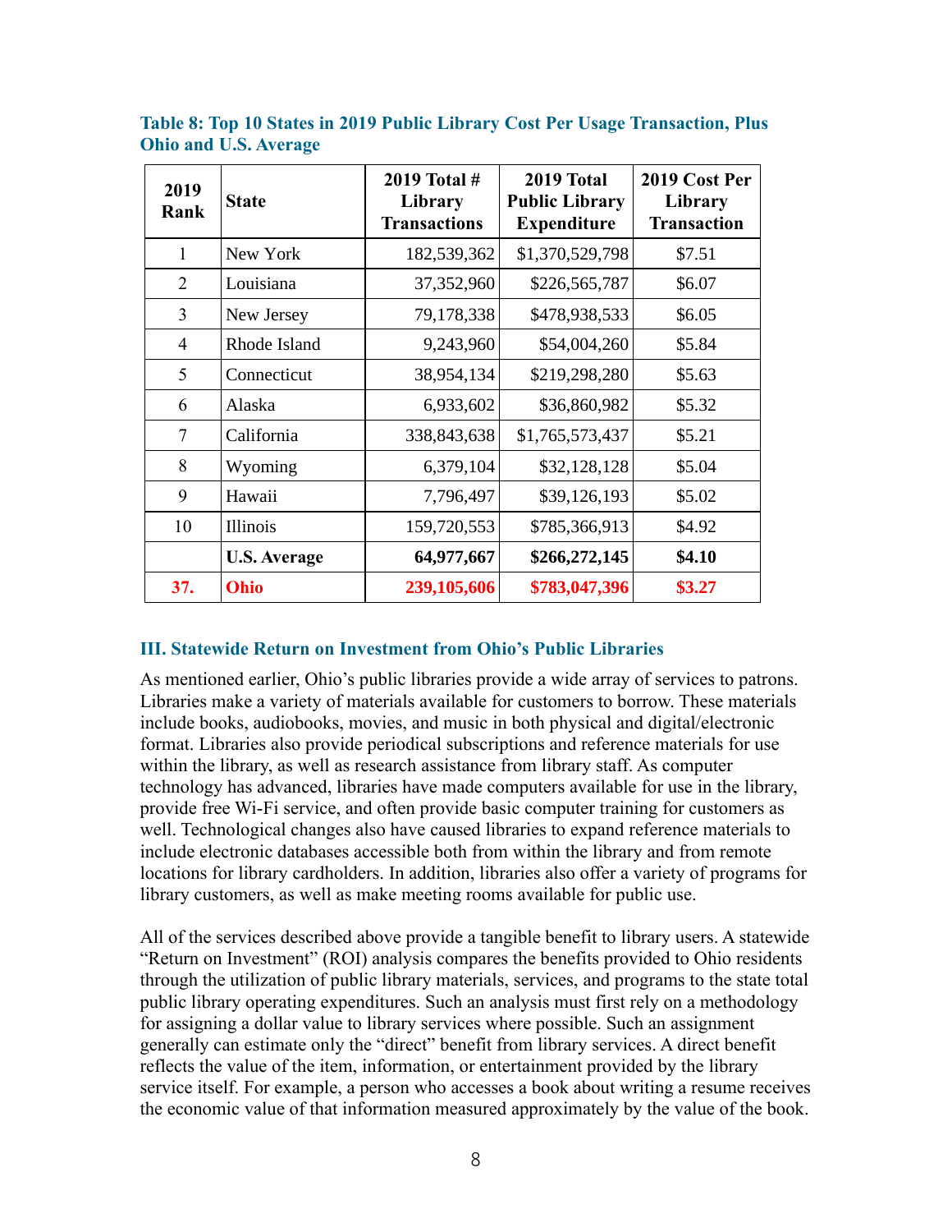**Table 8: Top 10 States in 2019 Public Library Cost Per Usage Transaction, Plus Ohio and U.S. Average**

| 2019 Rank | State | 2019 Total # Library Transactions | 2019 Total Public Library Expenditure | 2019 Cost Per Library Transaction |
|---|---|---|---|---|
| 1 | New York | 182,539,362 | $1,370,529,798 | $7.51 |
| 2 | Louisiana | 37,352,960 | $226,565,787 | $6.07 |
| 3 | New Jersey | 79,178,338 | $478,938,533 | $6.05 |
| 4 | Rhode Island | 9,243,960 | $54,004,260 | $5.84 |
| 5 | Connecticut | 38,954,134 | $219,298,280 | $5.63 |
| 6 | Alaska | 6,933,602 | $36,860,982 | $5.32 |
| 7 | California | 338,843,638 | $1,765,573,437 | $5.21 |
| 8 | Wyoming | 6,379,104 | $32,128,128 | $5.04 |
| 9 | Hawaii | 7,796,497 | $39,126,193 | $5.02 |
| 10 | Illinois | 159,720,553 | $785,366,913 | $4.92 |
| | **U.S. Average** | **64,977,667** | **$266,272,145** | **$4.10** |
| **37.** | **Ohio** | **239,105,606** | **$783,047,396** | **$3.27** |

### III. Statewide Return on Investment from Ohio's Public Libraries

As mentioned earlier, Ohio's public libraries provide a wide array of services to patrons. Libraries make a variety of materials available for customers to borrow. These materials include books, audiobooks, movies, and music in both physical and digital/electronic format. Libraries also provide periodical subscriptions and reference materials for use within the library, as well as research assistance from library staff. As computer technology has advanced, libraries have made computers available for use in the library, provide free Wi-Fi service, and often provide basic computer training for customers as well. Technological changes also have caused libraries to expand reference materials to include electronic databases accessible both from within the library and from remote locations for library cardholders. In addition, libraries also offer a variety of programs for library customers, as well as make meeting rooms available for public use.

All of the services described above provide a tangible benefit to library users. A statewide "Return on Investment" (ROI) analysis compares the benefits provided to Ohio residents through the utilization of public library materials, services, and programs to the state total public library operating expenditures. Such an analysis must first rely on a methodology for assigning a dollar value to library services where possible. Such an assignment generally can estimate only the "direct" benefit from library services. A direct benefit reflects the value of the item, information, or entertainment provided by the library service itself. For example, a person who accesses a book about writing a resume receives the economic value of that information measured approximately by the value of the book.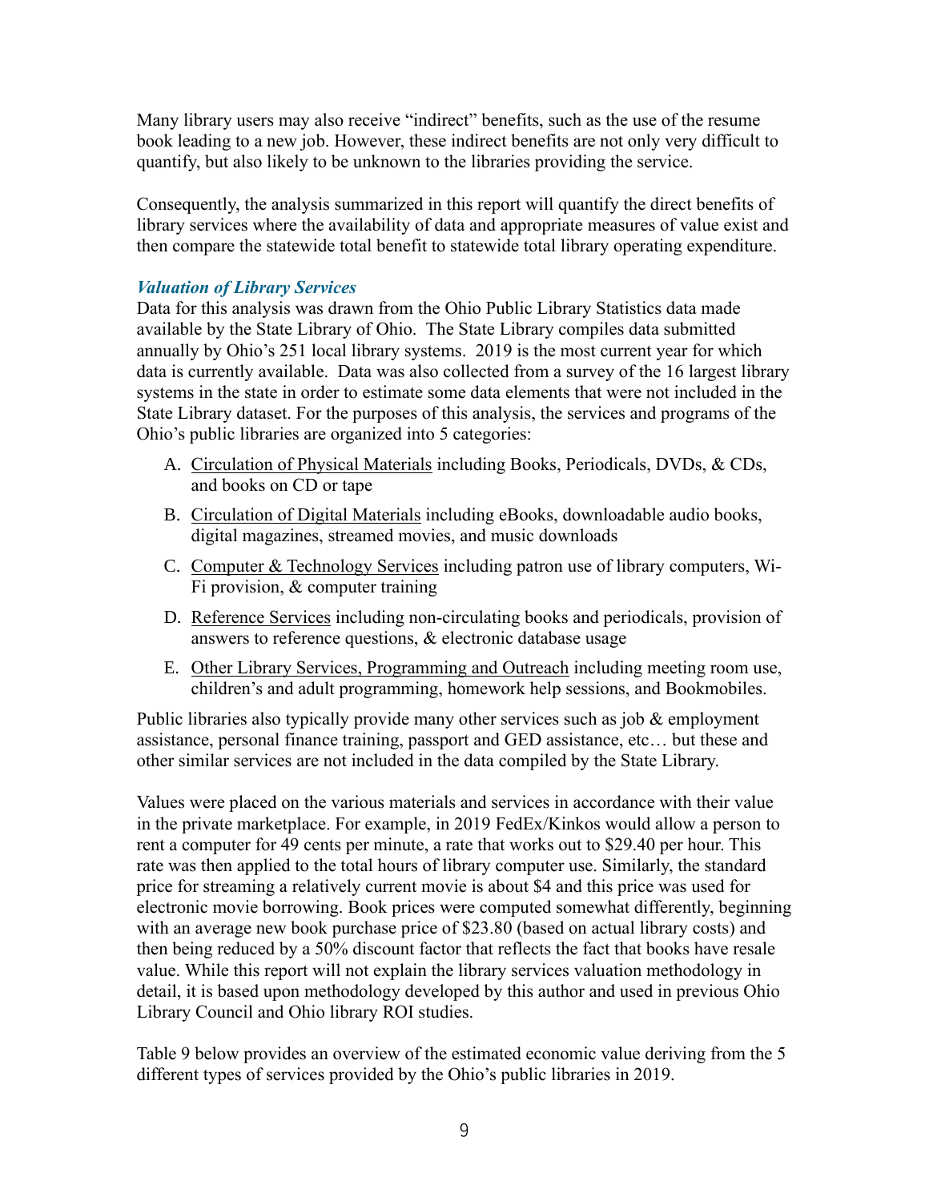Many library users may also receive "indirect" benefits, such as the use of the resume book leading to a new job. However, these indirect benefits are not only very difficult to quantify, but also likely to be unknown to the libraries providing the service.

Consequently, the analysis summarized in this report will quantify the direct benefits of library services where the availability of data and appropriate measures of value exist and then compare the statewide total benefit to statewide total library operating expenditure.

### *Valuation of Library Services*

Data for this analysis was drawn from the Ohio Public Library Statistics data made available by the State Library of Ohio. The State Library compiles data submitted annually by Ohio's 251 local library systems. 2019 is the most current year for which data is currently available. Data was also collected from a survey of the 16 largest library systems in the state in order to estimate some data elements that were not included in the State Library dataset. For the purposes of this analysis, the services and programs of the Ohio's public libraries are organized into 5 categories:

A. <u>Circulation of Physical Materials</u> including Books, Periodicals, DVDs, & CDs, and books on CD or tape
B. <u>Circulation of Digital Materials</u> including eBooks, downloadable audio books, digital magazines, streamed movies, and music downloads
C. <u>Computer & Technology Services</u> including patron use of library computers, Wi-Fi provision, & computer training
D. <u>Reference Services</u> including non-circulating books and periodicals, provision of answers to reference questions, & electronic database usage
E. <u>Other Library Services, Programming and Outreach</u> including meeting room use, children's and adult programming, homework help sessions, and Bookmobiles.

Public libraries also typically provide many other services such as job & employment assistance, personal finance training, passport and GED assistance, etc… but these and other similar services are not included in the data compiled by the State Library.

Values were placed on the various materials and services in accordance with their value in the private marketplace. For example, in 2019 FedEx/Kinkos would allow a person to rent a computer for 49 cents per minute, a rate that works out to $29.40 per hour. This rate was then applied to the total hours of library computer use. Similarly, the standard price for streaming a relatively current movie is about $4 and this price was used for electronic movie borrowing. Book prices were computed somewhat differently, beginning with an average new book purchase price of $23.80 (based on actual library costs) and then being reduced by a 50% discount factor that reflects the fact that books have resale value. While this report will not explain the library services valuation methodology in detail, it is based upon methodology developed by this author and used in previous Ohio Library Council and Ohio library ROI studies.

Table 9 below provides an overview of the estimated economic value deriving from the 5 different types of services provided by the Ohio's public libraries in 2019.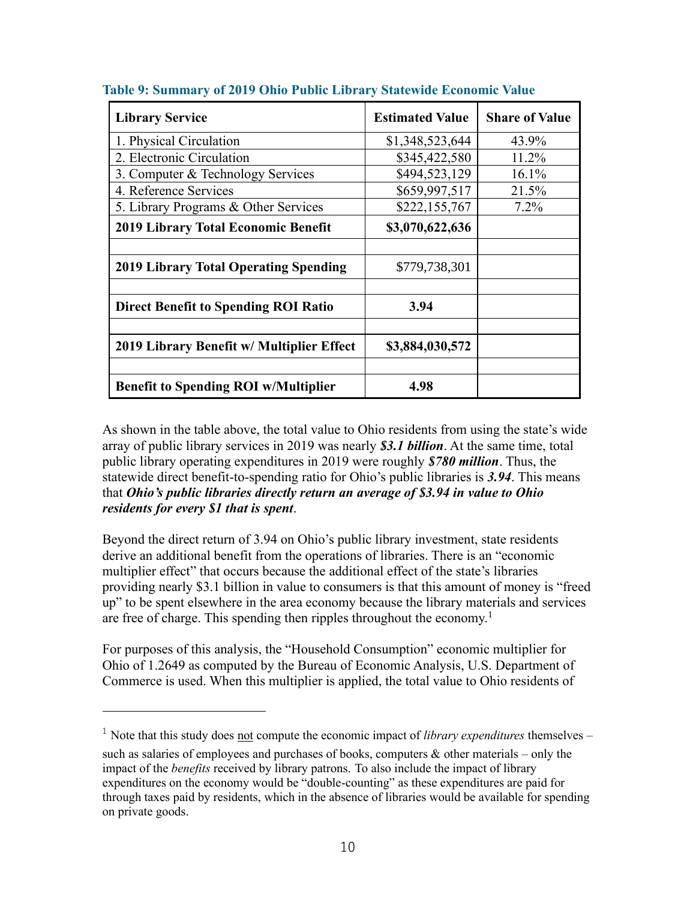**Table 9: Summary of 2019 Ohio Public Library Statewide Economic Value**

| Library Service | Estimated Value | Share of Value |
|---|---|---|
| 1. Physical Circulation | $1,348,523,644 | 43.9% |
| 2. Electronic Circulation | $345,422,580 | 11.2% |
| 3. Computer & Technology Services | $494,523,129 | 16.1% |
| 4. Reference Services | $659,997,517 | 21.5% |
| 5. Library Programs & Other Services | $222,155,767 | 7.2% |
| **2019 Library Total Economic Benefit** | **$3,070,622,636** | |
| | | |
| **2019 Library Total Operating Spending** | $779,738,301 | |
| | | |
| **Direct Benefit to Spending ROI Ratio** | **3.94** | |
| | | |
| **2019 Library Benefit w/ Multiplier Effect** | **$3,884,030,572** | |
| | | |
| **Benefit to Spending ROI w/Multiplier** | **4.98** | |

As shown in the table above, the total value to Ohio residents from using the state's wide array of public library services in 2019 was nearly ***$3.1 billion***. At the same time, total public library operating expenditures in 2019 were roughly ***$780 million***. Thus, the statewide direct benefit-to-spending ratio for Ohio's public libraries is ***3.94***. This means that ***Ohio's public libraries directly return an average of $3.94 in value to Ohio residents for every $1 that is spent***.

Beyond the direct return of 3.94 on Ohio's public library investment, state residents derive an additional benefit from the operations of libraries. There is an "economic multiplier effect" that occurs because the additional effect of the state's libraries providing nearly $3.1 billion in value to consumers is that this amount of money is "freed up" to be spent elsewhere in the area economy because the library materials and services are free of charge. This spending then ripples throughout the economy.[1]

For purposes of this analysis, the "Household Consumption" economic multiplier for Ohio of 1.2649 as computed by the Bureau of Economic Analysis, U.S. Department of Commerce is used. When this multiplier is applied, the total value to Ohio residents of

---

[1] Note that this study does not compute the economic impact of *library expenditures* themselves – such as salaries of employees and purchases of books, computers & other materials – only the impact of the *benefits* received by library patrons. To also include the impact of library expenditures on the economy would be "double-counting" as these expenditures are paid for through taxes paid by residents, which in the absence of libraries would be available for spending on private goods.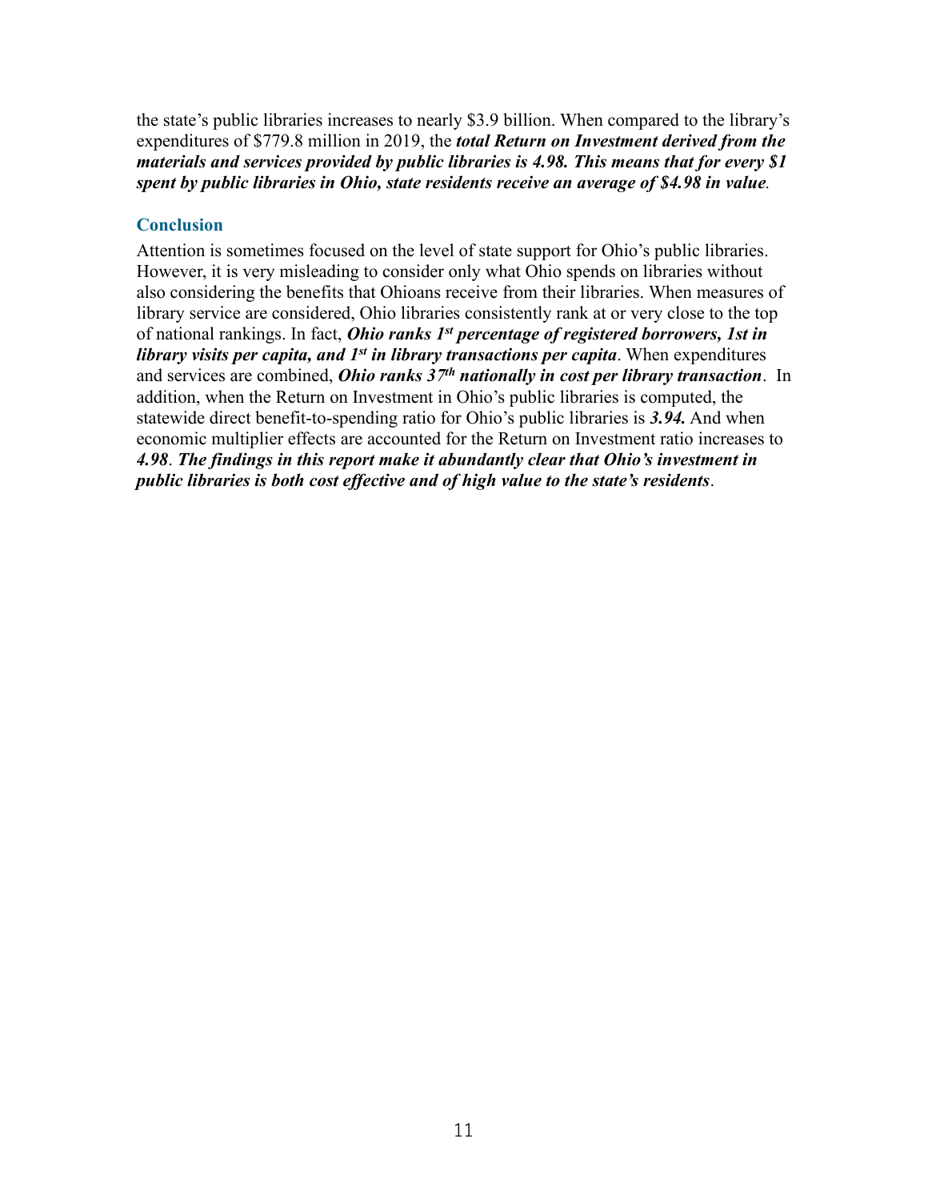the state's public libraries increases to nearly $3.9 billion. When compared to the library's expenditures of $779.8 million in 2019, the ***total Return on Investment derived from the materials and services provided by public libraries is 4.98. This means that for every $1 spent by public libraries in Ohio, state residents receive an average of $4.98 in value***.

## Conclusion

Attention is sometimes focused on the level of state support for Ohio's public libraries. However, it is very misleading to consider only what Ohio spends on libraries without also considering the benefits that Ohioans receive from their libraries. When measures of library service are considered, Ohio libraries consistently rank at or very close to the top of national rankings. In fact, ***Ohio ranks 1st percentage of registered borrowers, 1st in library visits per capita, and 1st in library transactions per capita***. When expenditures and services are combined, ***Ohio ranks 37th nationally in cost per library transaction***. In addition, when the Return on Investment in Ohio's public libraries is computed, the statewide direct benefit-to-spending ratio for Ohio's public libraries is ***3.94.*** And when economic multiplier effects are accounted for the Return on Investment ratio increases to ***4.98***. ***The findings in this report make it abundantly clear that Ohio's investment in public libraries is both cost effective and of high value to the state's residents***.